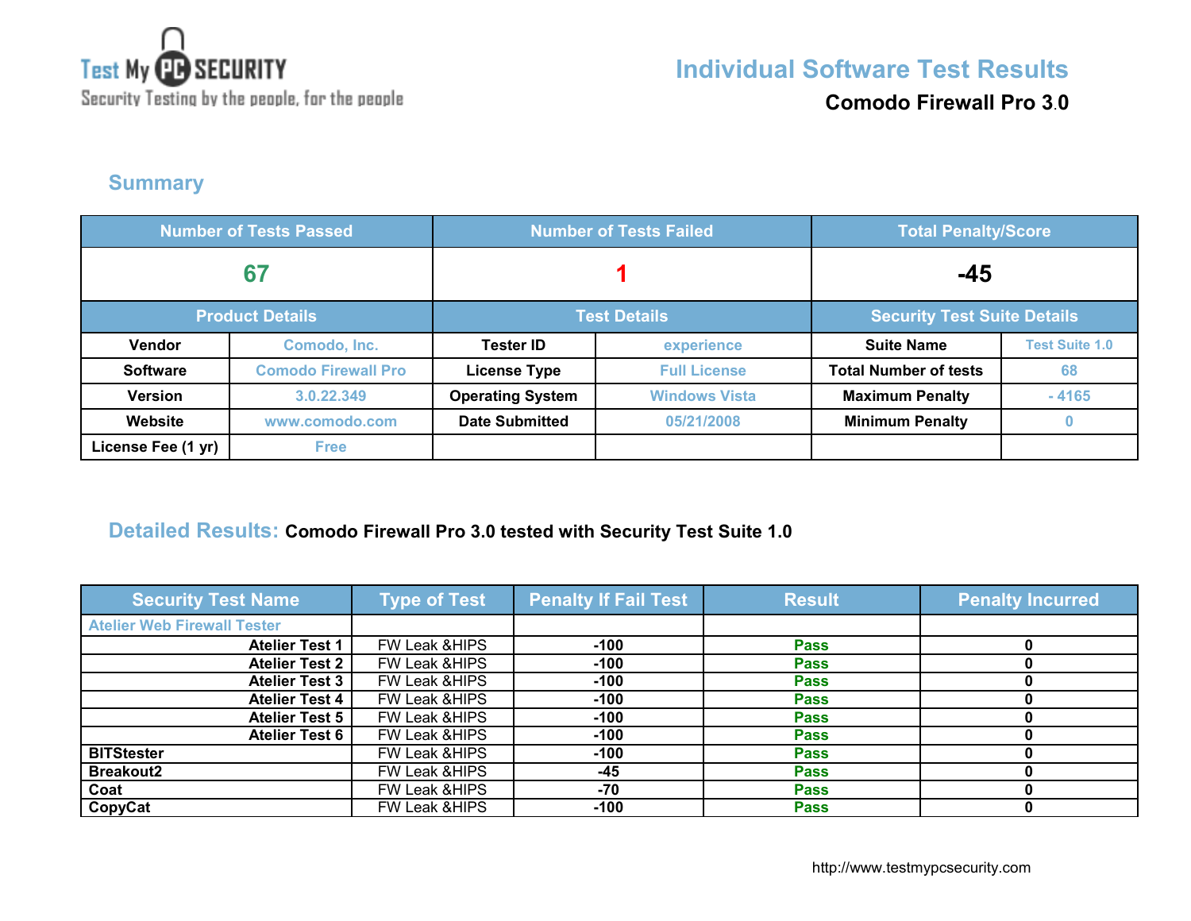Test My PC SECURITY
Security Testing by the people, for the people

# Individual Software Test Results

**Comodo Firewall Pro 3.0**

## Summary

| Number of Tests Passed | | Number of Tests Failed | | Total Penalty/Score | |
|---|---|---|---|---|---|
| 67 | | 1 | | -45 | |
| **Product Details** | | **Test Details** | | **Security Test Suite Details** | |
| Vendor | Comodo, Inc. | Tester ID | experience | Suite Name | Test Suite 1.0 |
| Software | Comodo Firewall Pro | License Type | Full License | Total Number of tests | 68 |
| Version | 3.0.22.349 | Operating System | Windows Vista | Maximum Penalty | - 4165 |
| Website | www.comodo.com | Date Submitted | 05/21/2008 | Minimum Penalty | 0 |
| License Fee (1 yr) | Free | | | | |

## Detailed Results: Comodo Firewall Pro 3.0 tested with Security Test Suite 1.0

| Security Test Name | Type of Test | Penalty If Fail Test | Result | Penalty Incurred |
|---|---|---|---|---|
| Atelier Web Firewall Tester | | | | |
| Atelier Test 1 | FW Leak &HIPS | -100 | Pass | 0 |
| Atelier Test 2 | FW Leak &HIPS | -100 | Pass | 0 |
| Atelier Test 3 | FW Leak &HIPS | -100 | Pass | 0 |
| Atelier Test 4 | FW Leak &HIPS | -100 | Pass | 0 |
| Atelier Test 5 | FW Leak &HIPS | -100 | Pass | 0 |
| Atelier Test 6 | FW Leak &HIPS | -100 | Pass | 0 |
| BITStester | FW Leak &HIPS | -100 | Pass | 0 |
| Breakout2 | FW Leak &HIPS | -45 | Pass | 0 |
| Coat | FW Leak &HIPS | -70 | Pass | 0 |
| CopyCat | FW Leak &HIPS | -100 | Pass | 0 |

http://www.testmypcsecurity.com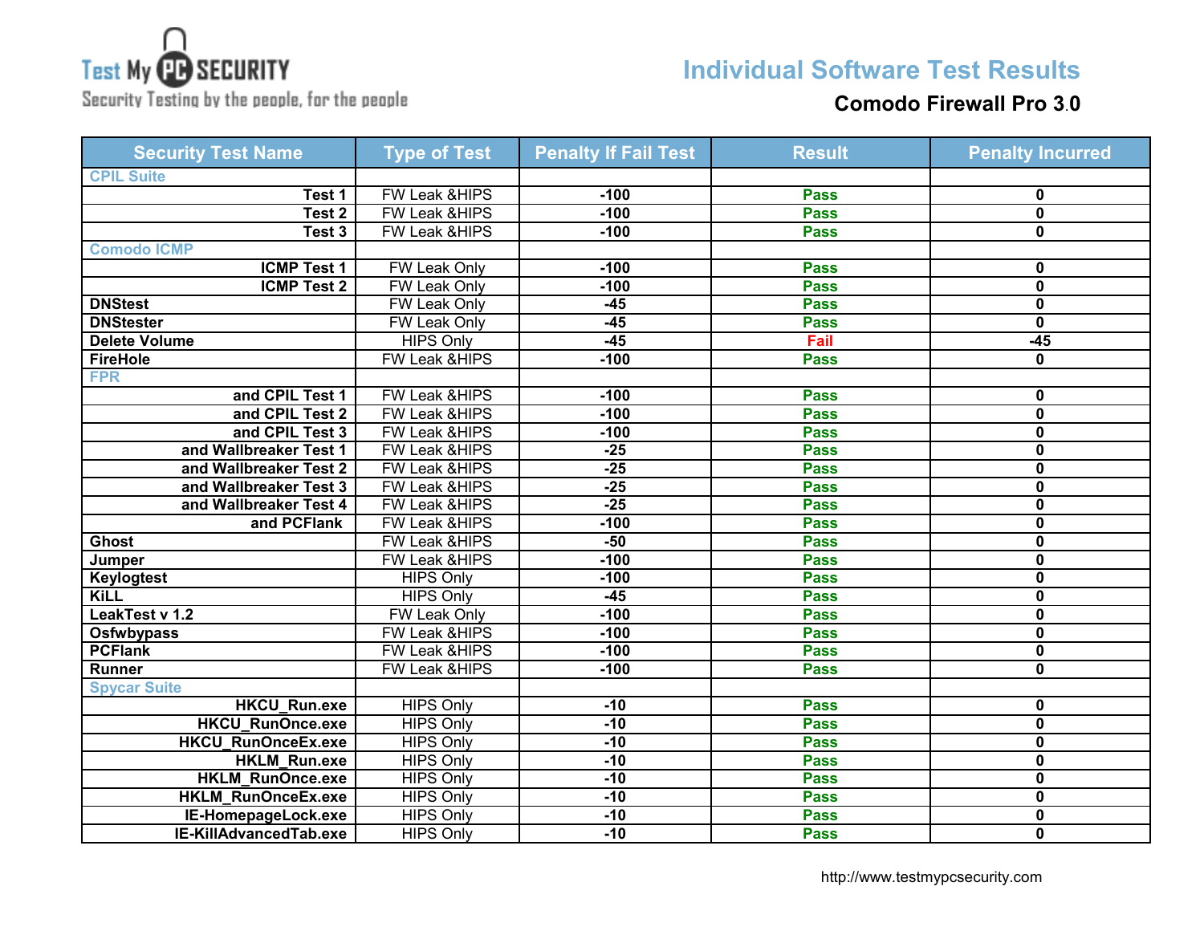Test My PC SECURITY
Security Testing by the people, for the people

# Individual Software Test Results

## Comodo Firewall Pro 3.0

| Security Test Name | Type of Test | Penalty If Fail Test | Result | Penalty Incurred |
|---|---|---|---|---|
| CPIL Suite | | | | |
| Test 1 | FW Leak &HIPS | -100 | Pass | 0 |
| Test 2 | FW Leak &HIPS | -100 | Pass | 0 |
| Test 3 | FW Leak &HIPS | -100 | Pass | 0 |
| Comodo ICMP | | | | |
| ICMP Test 1 | FW Leak Only | -100 | Pass | 0 |
| ICMP Test 2 | FW Leak Only | -100 | Pass | 0 |
| DNStest | FW Leak Only | -45 | Pass | 0 |
| DNStester | FW Leak Only | -45 | Pass | 0 |
| Delete Volume | HIPS Only | -45 | Fail | -45 |
| FireHole | FW Leak &HIPS | -100 | Pass | 0 |
| FPR | | | | |
| and CPIL Test 1 | FW Leak &HIPS | -100 | Pass | 0 |
| and CPIL Test 2 | FW Leak &HIPS | -100 | Pass | 0 |
| and CPIL Test 3 | FW Leak &HIPS | -100 | Pass | 0 |
| and Wallbreaker Test 1 | FW Leak &HIPS | -25 | Pass | 0 |
| and Wallbreaker Test 2 | FW Leak &HIPS | -25 | Pass | 0 |
| and Wallbreaker Test 3 | FW Leak &HIPS | -25 | Pass | 0 |
| and Wallbreaker Test 4 | FW Leak &HIPS | -25 | Pass | 0 |
| and PCFlank | FW Leak &HIPS | -100 | Pass | 0 |
| Ghost | FW Leak &HIPS | -50 | Pass | 0 |
| Jumper | FW Leak &HIPS | -100 | Pass | 0 |
| Keylogtest | HIPS Only | -100 | Pass | 0 |
| KiLL | HIPS Only | -45 | Pass | 0 |
| LeakTest v 1.2 | FW Leak Only | -100 | Pass | 0 |
| Osfwbypass | FW Leak &HIPS | -100 | Pass | 0 |
| PCFlank | FW Leak &HIPS | -100 | Pass | 0 |
| Runner | FW Leak &HIPS | -100 | Pass | 0 |
| Spycar Suite | | | | |
| HKCU_Run.exe | HIPS Only | -10 | Pass | 0 |
| HKCU_RunOnce.exe | HIPS Only | -10 | Pass | 0 |
| HKCU_RunOnceEx.exe | HIPS Only | -10 | Pass | 0 |
| HKLM_Run.exe | HIPS Only | -10 | Pass | 0 |
| HKLM_RunOnce.exe | HIPS Only | -10 | Pass | 0 |
| HKLM_RunOnceEx.exe | HIPS Only | -10 | Pass | 0 |
| IE-HomepageLock.exe | HIPS Only | -10 | Pass | 0 |
| IE-KillAdvancedTab.exe | HIPS Only | -10 | Pass | 0 |

http://www.testmypcsecurity.com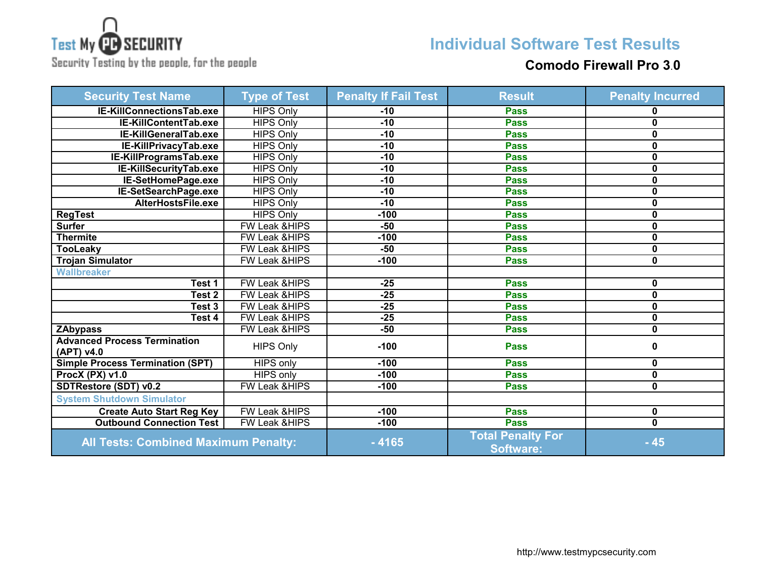Test My PC SECURITY
Security Testing by the people, for the people

# Individual Software Test Results

## Comodo Firewall Pro 3.0

| Security Test Name | Type of Test | Penalty If Fail Test | Result | Penalty Incurred |
|---|---|---|---|---|
| IE-KillConnectionsTab.exe | HIPS Only | -10 | Pass | 0 |
| IE-KillContentTab.exe | HIPS Only | -10 | Pass | 0 |
| IE-KillGeneralTab.exe | HIPS Only | -10 | Pass | 0 |
| IE-KillPrivacyTab.exe | HIPS Only | -10 | Pass | 0 |
| IE-KillProgramsTab.exe | HIPS Only | -10 | Pass | 0 |
| IE-KillSecurityTab.exe | HIPS Only | -10 | Pass | 0 |
| IE-SetHomePage.exe | HIPS Only | -10 | Pass | 0 |
| IE-SetSearchPage.exe | HIPS Only | -10 | Pass | 0 |
| AlterHostsFile.exe | HIPS Only | -10 | Pass | 0 |
| RegTest | HIPS Only | -100 | Pass | 0 |
| Surfer | FW Leak &HIPS | -50 | Pass | 0 |
| Thermite | FW Leak &HIPS | -100 | Pass | 0 |
| TooLeaky | FW Leak &HIPS | -50 | Pass | 0 |
| Trojan Simulator | FW Leak &HIPS | -100 | Pass | 0 |
| Wallbreaker | | | | |
| Test 1 | FW Leak &HIPS | -25 | Pass | 0 |
| Test 2 | FW Leak &HIPS | -25 | Pass | 0 |
| Test 3 | FW Leak &HIPS | -25 | Pass | 0 |
| Test 4 | FW Leak &HIPS | -25 | Pass | 0 |
| ZAbypass | FW Leak &HIPS | -50 | Pass | 0 |
| Advanced Process Termination (APT) v4.0 | HIPS Only | -100 | Pass | 0 |
| Simple Process Termination (SPT) | HIPS only | -100 | Pass | 0 |
| ProcX (PX) v1.0 | HIPS only | -100 | Pass | 0 |
| SDTRestore (SDT) v0.2 | FW Leak &HIPS | -100 | Pass | 0 |
| System Shutdown Simulator | | | | |
| Create Auto Start Reg Key | FW Leak &HIPS | -100 | Pass | 0 |
| Outbound Connection Test | FW Leak &HIPS | -100 | Pass | 0 |
| All Tests: Combined Maximum Penalty: | | - 4165 | Total Penalty For Software: | - 45 |

http://www.testmypcsecurity.com